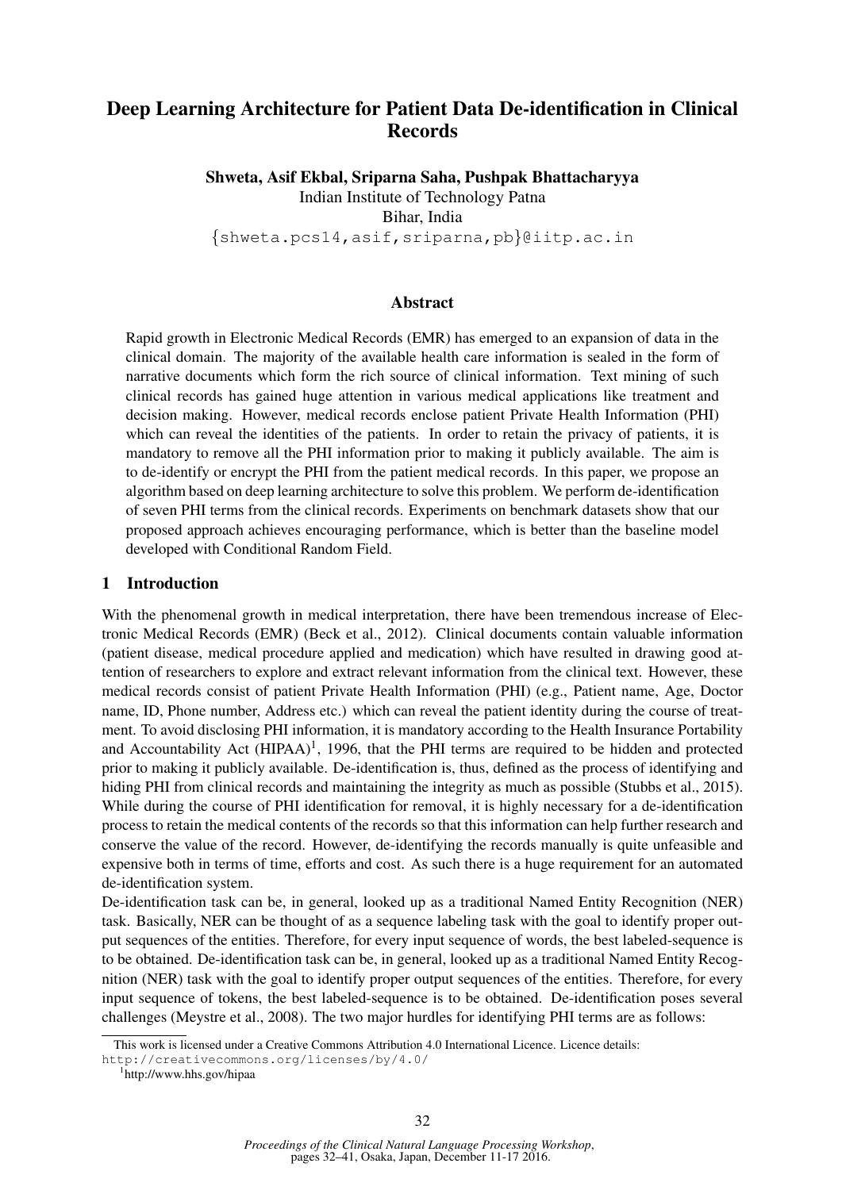# Deep Learning Architecture for Patient Data De-identification in Clinical Records

**Shweta, Asif Ekbal, Sriparna Saha, Pushpak Bhattacharyya**
Indian Institute of Technology Patna
Bihar, India
{shweta.pcs14,asif,sriparna,pb}@iitp.ac.in

## Abstract

Rapid growth in Electronic Medical Records (EMR) has emerged to an expansion of data in the clinical domain. The majority of the available health care information is sealed in the form of narrative documents which form the rich source of clinical information. Text mining of such clinical records has gained huge attention in various medical applications like treatment and decision making. However, medical records enclose patient Private Health Information (PHI) which can reveal the identities of the patients. In order to retain the privacy of patients, it is mandatory to remove all the PHI information prior to making it publicly available. The aim is to de-identify or encrypt the PHI from the patient medical records. In this paper, we propose an algorithm based on deep learning architecture to solve this problem. We perform de-identification of seven PHI terms from the clinical records. Experiments on benchmark datasets show that our proposed approach achieves encouraging performance, which is better than the baseline model developed with Conditional Random Field.

## 1 Introduction

With the phenomenal growth in medical interpretation, there have been tremendous increase of Electronic Medical Records (EMR) (Beck et al., 2012). Clinical documents contain valuable information (patient disease, medical procedure applied and medication) which have resulted in drawing good attention of researchers to explore and extract relevant information from the clinical text. However, these medical records consist of patient Private Health Information (PHI) (e.g., Patient name, Age, Doctor name, ID, Phone number, Address etc.) which can reveal the patient identity during the course of treatment. To avoid disclosing PHI information, it is mandatory according to the Health Insurance Portability and Accountability Act (HIPAA)[1], 1996, that the PHI terms are required to be hidden and protected prior to making it publicly available. De-identification is, thus, defined as the process of identifying and hiding PHI from clinical records and maintaining the integrity as much as possible (Stubbs et al., 2015). While during the course of PHI identification for removal, it is highly necessary for a de-identification process to retain the medical contents of the records so that this information can help further research and conserve the value of the record. However, de-identifying the records manually is quite unfeasible and expensive both in terms of time, efforts and cost. As such there is a huge requirement for an automated de-identification system.

De-identification task can be, in general, looked up as a traditional Named Entity Recognition (NER) task. Basically, NER can be thought of as a sequence labeling task with the goal to identify proper output sequences of the entities. Therefore, for every input sequence of words, the best labeled-sequence is to be obtained. De-identification task can be, in general, looked up as a traditional Named Entity Recognition (NER) task with the goal to identify proper output sequences of the entities. Therefore, for every input sequence of tokens, the best labeled-sequence is to be obtained. De-identification poses several challenges (Meystre et al., 2008). The two major hurdles for identifying PHI terms are as follows:

This work is licensed under a Creative Commons Attribution 4.0 International Licence. Licence details: http://creativecommons.org/licenses/by/4.0/

[1] http://www.hhs.gov/hipaa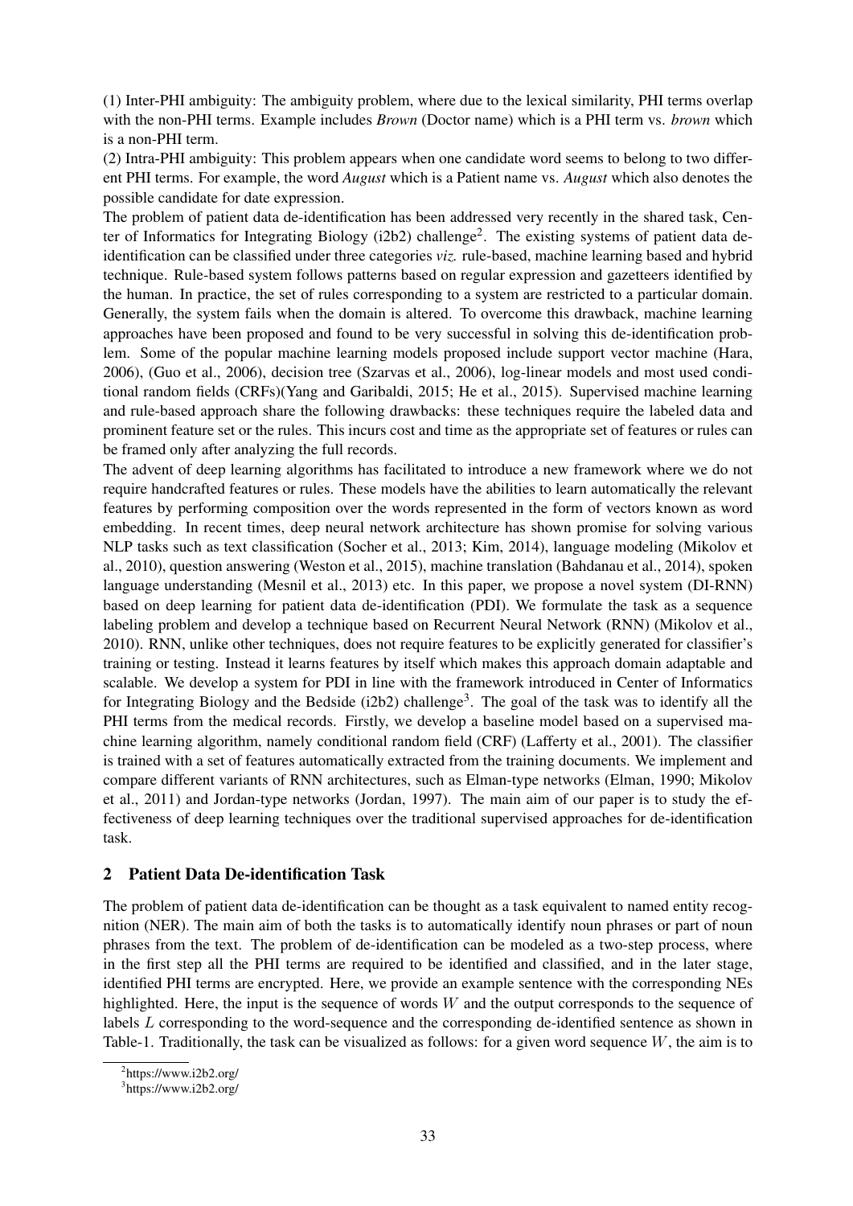(1) Inter-PHI ambiguity: The ambiguity problem, where due to the lexical similarity, PHI terms overlap with the non-PHI terms. Example includes *Brown* (Doctor name) which is a PHI term vs. *brown* which is a non-PHI term.
(2) Intra-PHI ambiguity: This problem appears when one candidate word seems to belong to two different PHI terms. For example, the word *August* which is a Patient name vs. *August* which also denotes the possible candidate for date expression.
The problem of patient data de-identification has been addressed very recently in the shared task, Center of Informatics for Integrating Biology (i2b2) challenge[2]. The existing systems of patient data de-identification can be classified under three categories *viz.* rule-based, machine learning based and hybrid technique. Rule-based system follows patterns based on regular expression and gazetteers identified by the human. In practice, the set of rules corresponding to a system are restricted to a particular domain. Generally, the system fails when the domain is altered. To overcome this drawback, machine learning approaches have been proposed and found to be very successful in solving this de-identification problem. Some of the popular machine learning models proposed include support vector machine (Hara, 2006), (Guo et al., 2006), decision tree (Szarvas et al., 2006), log-linear models and most used conditional random fields (CRFs)(Yang and Garibaldi, 2015; He et al., 2015). Supervised machine learning and rule-based approach share the following drawbacks: these techniques require the labeled data and prominent feature set or the rules. This incurs cost and time as the appropriate set of features or rules can be framed only after analyzing the full records.
The advent of deep learning algorithms has facilitated to introduce a new framework where we do not require handcrafted features or rules. These models have the abilities to learn automatically the relevant features by performing composition over the words represented in the form of vectors known as word embedding. In recent times, deep neural network architecture has shown promise for solving various NLP tasks such as text classification (Socher et al., 2013; Kim, 2014), language modeling (Mikolov et al., 2010), question answering (Weston et al., 2015), machine translation (Bahdanau et al., 2014), spoken language understanding (Mesnil et al., 2013) etc. In this paper, we propose a novel system (DI-RNN) based on deep learning for patient data de-identification (PDI). We formulate the task as a sequence labeling problem and develop a technique based on Recurrent Neural Network (RNN) (Mikolov et al., 2010). RNN, unlike other techniques, does not require features to be explicitly generated for classifier's training or testing. Instead it learns features by itself which makes this approach domain adaptable and scalable. We develop a system for PDI in line with the framework introduced in Center of Informatics for Integrating Biology and the Bedside (i2b2) challenge[3]. The goal of the task was to identify all the PHI terms from the medical records. Firstly, we develop a baseline model based on a supervised machine learning algorithm, namely conditional random field (CRF) (Lafferty et al., 2001). The classifier is trained with a set of features automatically extracted from the training documents. We implement and compare different variants of RNN architectures, such as Elman-type networks (Elman, 1990; Mikolov et al., 2011) and Jordan-type networks (Jordan, 1997). The main aim of our paper is to study the effectiveness of deep learning techniques over the traditional supervised approaches for de-identification task.

## 2 Patient Data De-identification Task

The problem of patient data de-identification can be thought as a task equivalent to named entity recognition (NER). The main aim of both the tasks is to automatically identify noun phrases or part of noun phrases from the text. The problem of de-identification can be modeled as a two-step process, where in the first step all the PHI terms are required to be identified and classified, and in the later stage, identified PHI terms are encrypted. Here, we provide an example sentence with the corresponding NEs highlighted. Here, the input is the sequence of words $W$ and the output corresponds to the sequence of labels $L$ corresponding to the word-sequence and the corresponding de-identified sentence as shown in Table-1. Traditionally, the task can be visualized as follows: for a given word sequence $W$, the aim is to

[2] https://www.i2b2.org/
[3] https://www.i2b2.org/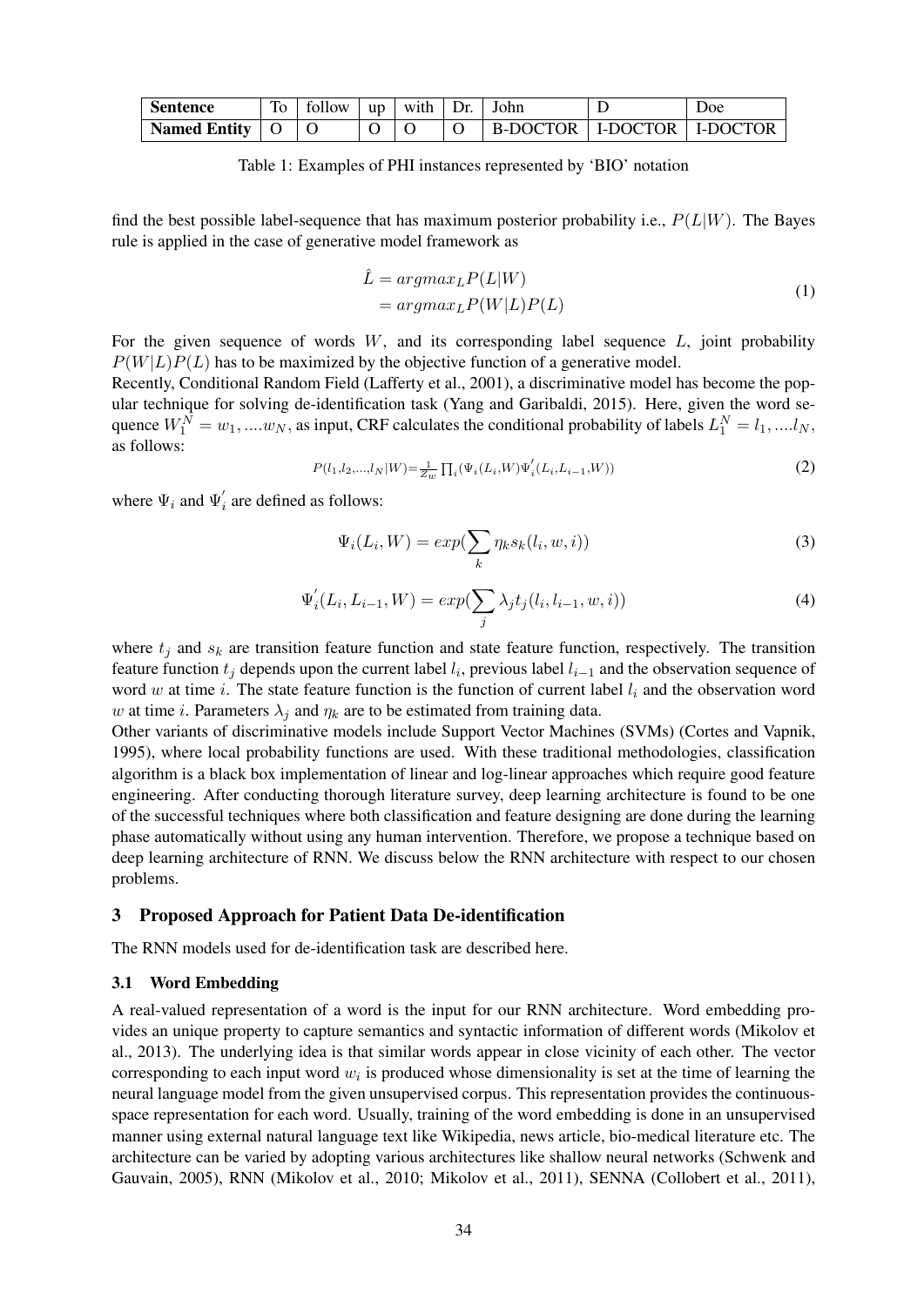| Sentence | To | follow | up | with | Dr. | John | D | Doe |
|---|---|---|---|---|---|---|---|---|
| Named Entity | O | O | O | O | O | B-DOCTOR | I-DOCTOR | I-DOCTOR |

Table 1: Examples of PHI instances represented by 'BIO' notation

find the best possible label-sequence that has maximum posterior probability i.e., $P(L|W)$. The Bayes rule is applied in the case of generative model framework as

$$\hat{L} = argmax_L P(L|W) \\ = argmax_L P(W|L)P(L) \tag{1}$$

For the given sequence of words $W$, and its corresponding label sequence $L$, joint probability $P(W|L)P(L)$ has to be maximized by the objective function of a generative model.

Recently, Conditional Random Field (Lafferty et al., 2001), a discriminative model has become the popular technique for solving de-identification task (Yang and Garibaldi, 2015). Here, given the word sequence $W_1^N = w_1, ....w_N$, as input, CRF calculates the conditional probability of labels $L_1^N = l_1, ....l_N$, as follows:

$$P(l_1,l_2,...,l_N|W) = \frac{1}{Z_w} \prod_i (\Psi_i(L_i,W)\Psi_i^{'}(L_i,L_{i-1},W)) \tag{2}$$

where $\Psi_i$ and $\Psi_i^{'}$ are defined as follows:

$$\Psi_i(L_i, W) = exp(\sum_k \eta_k s_k(l_i, w, i)) \tag{3}$$

$$\Psi_i^{'}(L_i, L_{i-1}, W) = exp(\sum_j \lambda_j t_j(l_i, l_{i-1}, w, i)) \tag{4}$$

where $t_j$ and $s_k$ are transition feature function and state feature function, respectively. The transition feature function $t_j$ depends upon the current label $l_i$, previous label $l_{i-1}$ and the observation sequence of word $w$ at time $i$. The state feature function is the function of current label $l_i$ and the observation word $w$ at time $i$. Parameters $\lambda_j$ and $\eta_k$ are to be estimated from training data.

Other variants of discriminative models include Support Vector Machines (SVMs) (Cortes and Vapnik, 1995), where local probability functions are used. With these traditional methodologies, classification algorithm is a black box implementation of linear and log-linear approaches which require good feature engineering. After conducting thorough literature survey, deep learning architecture is found to be one of the successful techniques where both classification and feature designing are done during the learning phase automatically without using any human intervention. Therefore, we propose a technique based on deep learning architecture of RNN. We discuss below the RNN architecture with respect to our chosen problems.

## 3 Proposed Approach for Patient Data De-identification

The RNN models used for de-identification task are described here.

### 3.1 Word Embedding

A real-valued representation of a word is the input for our RNN architecture. Word embedding provides an unique property to capture semantics and syntactic information of different words (Mikolov et al., 2013). The underlying idea is that similar words appear in close vicinity of each other. The vector corresponding to each input word $w_i$ is produced whose dimensionality is set at the time of learning the neural language model from the given unsupervised corpus. This representation provides the continuous-space representation for each word. Usually, training of the word embedding is done in an unsupervised manner using external natural language text like Wikipedia, news article, bio-medical literature etc. The architecture can be varied by adopting various architectures like shallow neural networks (Schwenk and Gauvain, 2005), RNN (Mikolov et al., 2010; Mikolov et al., 2011), SENNA (Collobert et al., 2011),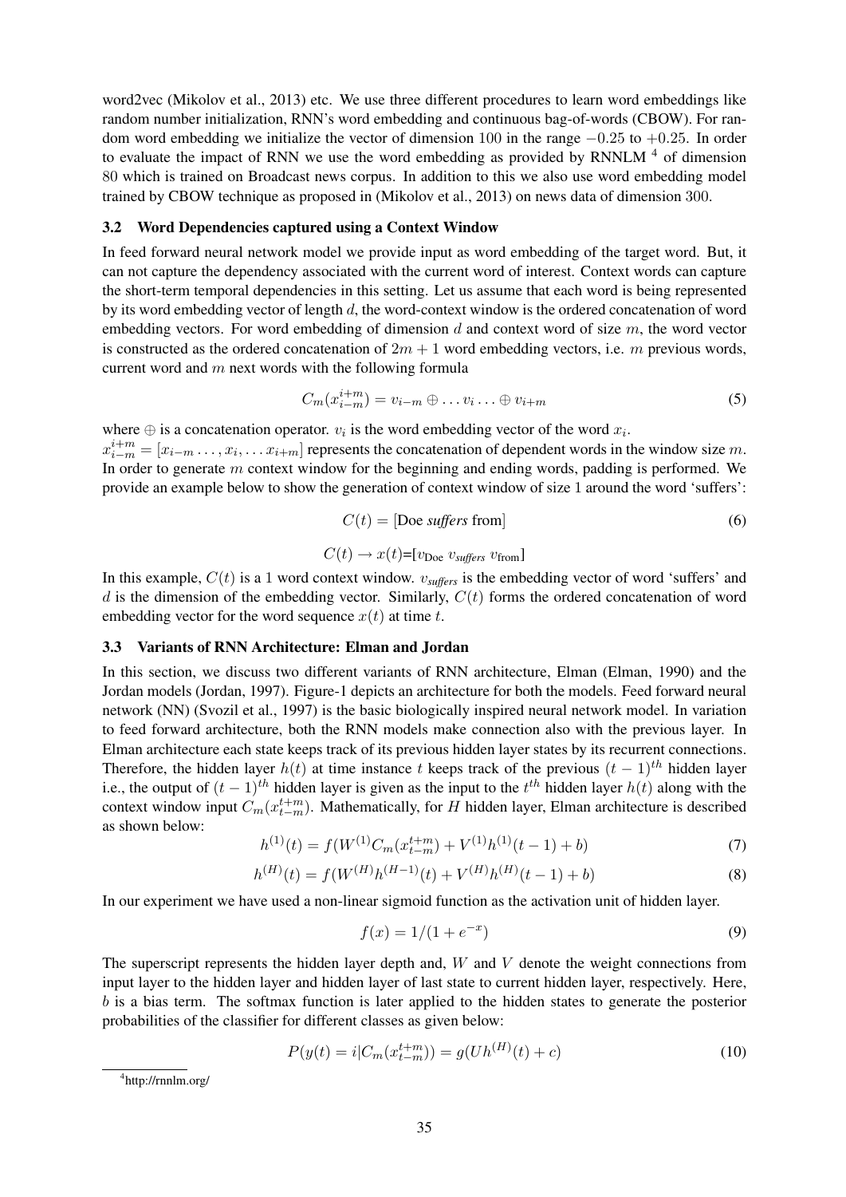word2vec (Mikolov et al., 2013) etc. We use three different procedures to learn word embeddings like random number initialization, RNN's word embedding and continuous bag-of-words (CBOW). For random word embedding we initialize the vector of dimension 100 in the range $-0.25$ to $+0.25$. In order to evaluate the impact of RNN we use the word embedding as provided by RNNLM [4] of dimension 80 which is trained on Broadcast news corpus. In addition to this we also use word embedding model trained by CBOW technique as proposed in (Mikolov et al., 2013) on news data of dimension 300.

### 3.2 Word Dependencies captured using a Context Window

In feed forward neural network model we provide input as word embedding of the target word. But, it can not capture the dependency associated with the current word of interest. Context words can capture the short-term temporal dependencies in this setting. Let us assume that each word is being represented by its word embedding vector of length $d$, the word-context window is the ordered concatenation of word embedding vectors. For word embedding of dimension $d$ and context word of size $m$, the word vector is constructed as the ordered concatenation of $2m + 1$ word embedding vectors, i.e. $m$ previous words, current word and $m$ next words with the following formula

$$C_m(x_{i-m}^{i+m}) = v_{i-m} \oplus \ldots v_i \ldots \oplus v_{i+m} \tag{5}$$

where $\oplus$ is a concatenation operator. $v_i$ is the word embedding vector of the word $x_i$.
$x_{i-m}^{i+m} = [x_{i-m} \ldots, x_i, \ldots x_{i+m}]$ represents the concatenation of dependent words in the window size $m$. In order to generate $m$ context window for the beginning and ending words, padding is performed. We provide an example below to show the generation of context window of size 1 around the word 'suffers':

$$C(t) = [\text{Doe } \textit{suffers} \text{ from}] \tag{6}$$

$$C(t) \rightarrow x(t) = [v_{\text{Doe}} \; v_{\textit{suffers}} \; v_{\text{from}}]$$

In this example, $C(t)$ is a 1 word context window. $v_{\textit{suffers}}$ is the embedding vector of word 'suffers' and $d$ is the dimension of the embedding vector. Similarly, $C(t)$ forms the ordered concatenation of word embedding vector for the word sequence $x(t)$ at time $t$.

### 3.3 Variants of RNN Architecture: Elman and Jordan

In this section, we discuss two different variants of RNN architecture, Elman (Elman, 1990) and the Jordan models (Jordan, 1997). Figure-1 depicts an architecture for both the models. Feed forward neural network (NN) (Svozil et al., 1997) is the basic biologically inspired neural network model. In variation to feed forward architecture, both the RNN models make connection also with the previous layer. In Elman architecture each state keeps track of its previous hidden layer states by its recurrent connections. Therefore, the hidden layer $h(t)$ at time instance $t$ keeps track of the previous $(t-1)^{th}$ hidden layer i.e., the output of $(t-1)^{th}$ hidden layer is given as the input to the $t^{th}$ hidden layer $h(t)$ along with the context window input $C_m(x_{t-m}^{t+m})$. Mathematically, for $H$ hidden layer, Elman architecture is described as shown below:

$$h^{(1)}(t) = f(W^{(1)} C_m(x_{t-m}^{t+m}) + V^{(1)} h^{(1)}(t-1) + b) \tag{7}$$

$$h^{(H)}(t) = f(W^{(H)} h^{(H-1)}(t) + V^{(H)} h^{(H)}(t-1) + b) \tag{8}$$

In our experiment we have used a non-linear sigmoid function as the activation unit of hidden layer.

$$f(x) = 1/(1 + e^{-x}) \tag{9}$$

The superscript represents the hidden layer depth and, $W$ and $V$ denote the weight connections from input layer to the hidden layer and hidden layer of last state to current hidden layer, respectively. Here, $b$ is a bias term. The softmax function is later applied to the hidden states to generate the posterior probabilities of the classifier for different classes as given below:

$$P(y(t) = i | C_m(x_{t-m}^{t+m})) = g(U h^{(H)}(t) + c) \tag{10}$$

[4] http://rnnlm.org/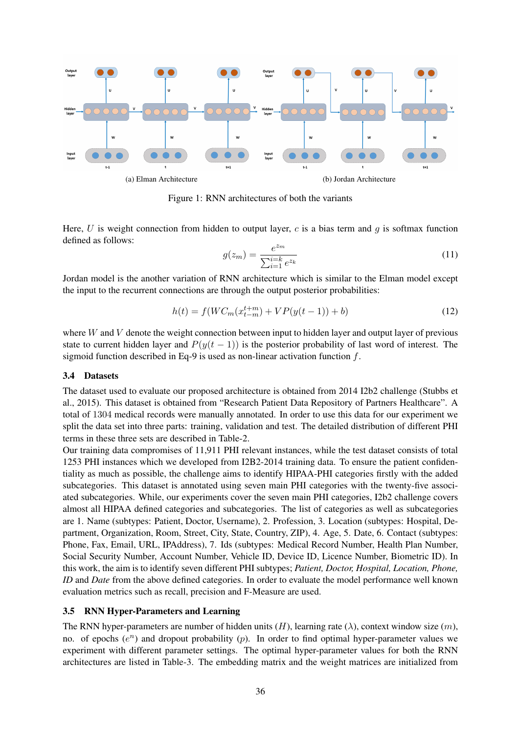(a) Elman Architecture

(b) Jordan Architecture

Figure 1: RNN architectures of both the variants

Here, $U$ is weight connection from hidden to output layer, $c$ is a bias term and $g$ is softmax function defined as follows:

$$g(z_m) = \frac{e^{z_m}}{\sum_{i=1}^{i=k} e^{z_k}} \tag{11}$$

Jordan model is the another variation of RNN architecture which is similar to the Elman model except the input to the recurrent connections are through the output posterior probabilities:

$$h(t) = f(WC_m(x_{t-m}^{t+m}) + VP(y(t-1)) + b) \tag{12}$$

where $W$ and $V$ denote the weight connection between input to hidden layer and output layer of previous state to current hidden layer and $P(y(t-1))$ is the posterior probability of last word of interest. The sigmoid function described in Eq-9 is used as non-linear activation function $f$.

### 3.4 Datasets

The dataset used to evaluate our proposed architecture is obtained from 2014 I2b2 challenge (Stubbs et al., 2015). This dataset is obtained from "Research Patient Data Repository of Partners Healthcare". A total of 1304 medical records were manually annotated. In order to use this data for our experiment we split the data set into three parts: training, validation and test. The detailed distribution of different PHI terms in these three sets are described in Table-2.

Our training data compromises of 11,911 PHI relevant instances, while the test dataset consists of total 1253 PHI instances which we developed from I2B2-2014 training data. To ensure the patient confidentiality as much as possible, the challenge aims to identify HIPAA-PHI categories firstly with the added subcategories. This dataset is annotated using seven main PHI categories with the twenty-five associated subcategories. While, our experiments cover the seven main PHI categories, I2b2 challenge covers almost all HIPAA defined categories and subcategories. The list of categories as well as subcategories are 1. Name (subtypes: Patient, Doctor, Username), 2. Profession, 3. Location (subtypes: Hospital, Department, Organization, Room, Street, City, State, Country, ZIP), 4. Age, 5. Date, 6. Contact (subtypes: Phone, Fax, Email, URL, IPAddress), 7. Ids (subtypes: Medical Record Number, Health Plan Number, Social Security Number, Account Number, Vehicle ID, Device ID, Licence Number, Biometric ID). In this work, the aim is to identify seven different PHI subtypes; *Patient, Doctor, Hospital, Location, Phone, ID* and *Date* from the above defined categories. In order to evaluate the model performance well known evaluation metrics such as recall, precision and F-Measure are used.

### 3.5 RNN Hyper-Parameters and Learning

The RNN hyper-parameters are number of hidden units ($H$), learning rate ($\lambda$), context window size ($m$), no. of epochs ($e^n$) and dropout probability ($p$). In order to find optimal hyper-parameter values we experiment with different parameter settings. The optimal hyper-parameter values for both the RNN architectures are listed in Table-3. The embedding matrix and the weight matrices are initialized from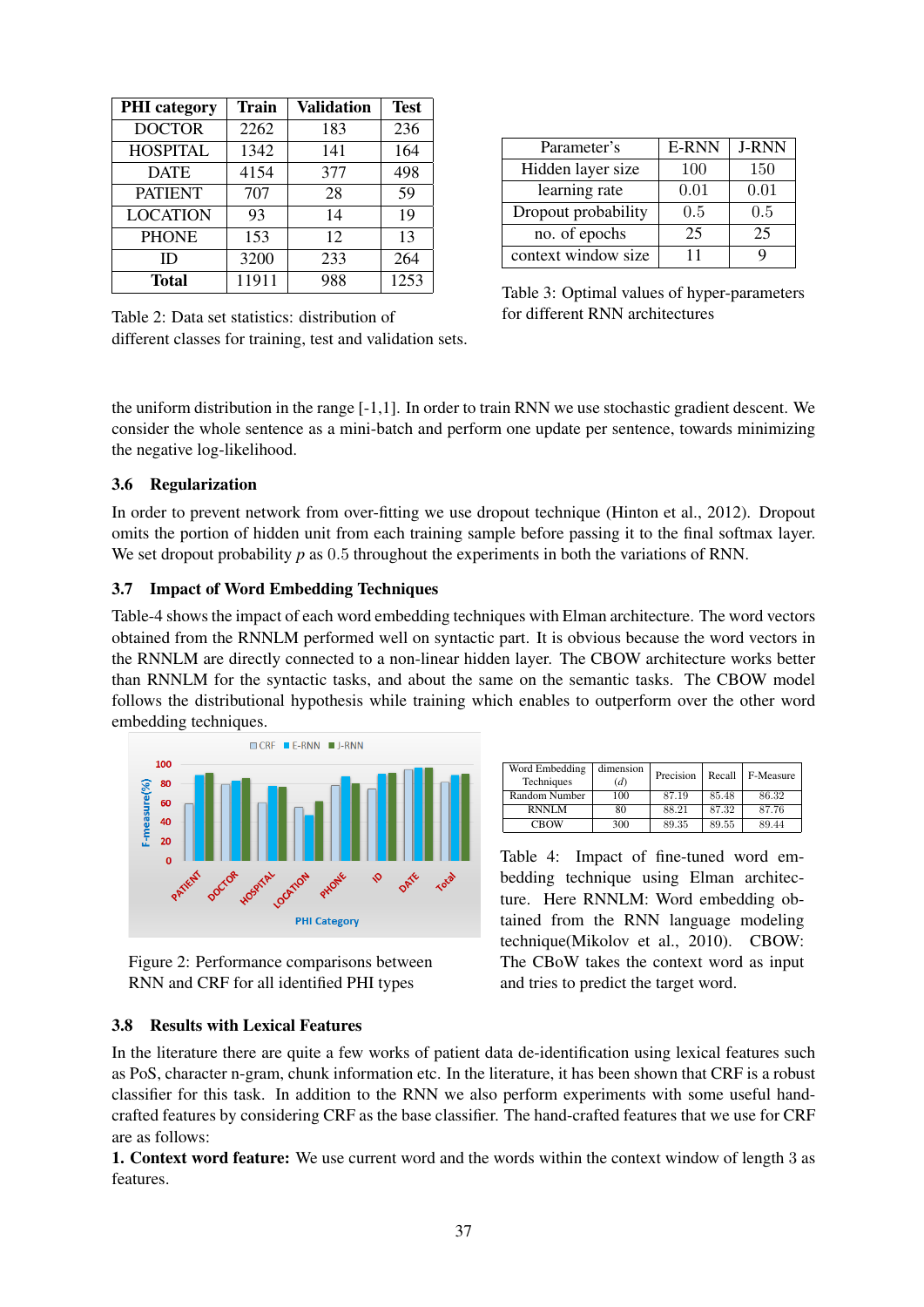| PHI category | Train | Validation | Test |
|---|---|---|---|
| DOCTOR | 2262 | 183 | 236 |
| HOSPITAL | 1342 | 141 | 164 |
| DATE | 4154 | 377 | 498 |
| PATIENT | 707 | 28 | 59 |
| LOCATION | 93 | 14 | 19 |
| PHONE | 153 | 12 | 13 |
| ID | 3200 | 233 | 264 |
| **Total** | 11911 | 988 | 1253 |

Table 2: Data set statistics: distribution of different classes for training, test and validation sets.

| Parameter's | E-RNN | J-RNN |
|---|---|---|
| Hidden layer size | 100 | 150 |
| learning rate | 0.01 | 0.01 |
| Dropout probability | 0.5 | 0.5 |
| no. of epochs | 25 | 25 |
| context window size | 11 | 9 |

Table 3: Optimal values of hyper-parameters for different RNN architectures

the uniform distribution in the range [-1,1]. In order to train RNN we use stochastic gradient descent. We consider the whole sentence as a mini-batch and perform one update per sentence, towards minimizing the negative log-likelihood.

### 3.6 Regularization

In order to prevent network from over-fitting we use dropout technique (Hinton et al., 2012). Dropout omits the portion of hidden unit from each training sample before passing it to the final softmax layer. We set dropout probability $p$ as 0.5 throughout the experiments in both the variations of RNN.

### 3.7 Impact of Word Embedding Techniques

Table-4 shows the impact of each word embedding techniques with Elman architecture. The word vectors obtained from the RNNLM performed well on syntactic part. It is obvious because the word vectors in the RNNLM are directly connected to a non-linear hidden layer. The CBOW architecture works better than RNNLM for the syntactic tasks, and about the same on the semantic tasks. The CBOW model follows the distributional hypothesis while training which enables to outperform over the other word embedding techniques.

Figure 2: Performance comparisons between RNN and CRF for all identified PHI types

| Word Embedding Techniques | dimension ($d$) | Precision | Recall | F-Measure |
|---|---|---|---|---|
| Random Number | 100 | 87.19 | 85.48 | 86.32 |
| RNNLM | 80 | 88.21 | 87.32 | 87.76 |
| CBOW | 300 | 89.35 | 89.55 | 89.44 |

Table 4: Impact of fine-tuned word embedding technique using Elman architecture. Here RNNLM: Word embedding obtained from the RNN language modeling technique(Mikolov et al., 2010). CBOW: The CBoW takes the context word as input and tries to predict the target word.

### 3.8 Results with Lexical Features

In the literature there are quite a few works of patient data de-identification using lexical features such as PoS, character n-gram, chunk information etc. In the literature, it has been shown that CRF is a robust classifier for this task. In addition to the RNN we also perform experiments with some useful hand-crafted features by considering CRF as the base classifier. The hand-crafted features that we use for CRF are as follows:

**1. Context word feature:** We use current word and the words within the context window of length 3 as features.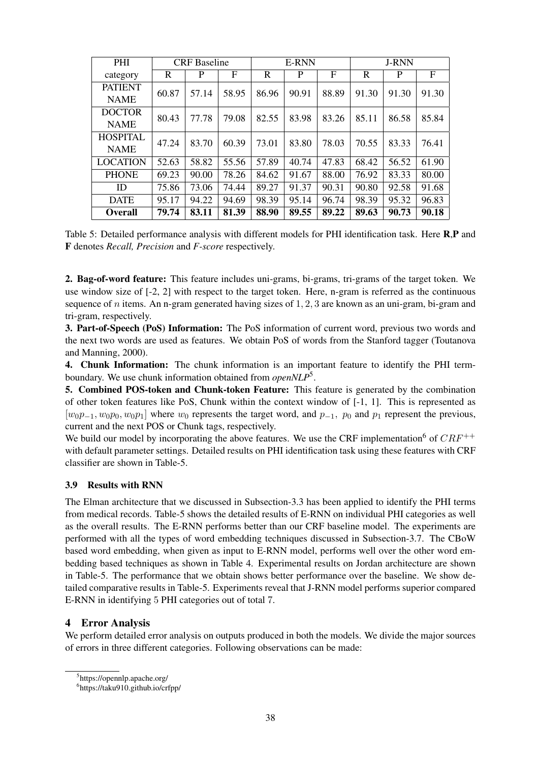| PHI category | CRF Baseline | | | E-RNN | | | J-RNN | | |
|---|---|---|---|---|---|---|---|---|---|
| | R | P | F | R | P | F | R | P | F |
| PATIENT NAME | 60.87 | 57.14 | 58.95 | 86.96 | 90.91 | 88.89 | 91.30 | 91.30 | 91.30 |
| DOCTOR NAME | 80.43 | 77.78 | 79.08 | 82.55 | 83.98 | 83.26 | 85.11 | 86.58 | 85.84 |
| HOSPITAL NAME | 47.24 | 83.70 | 60.39 | 73.01 | 83.80 | 78.03 | 70.55 | 83.33 | 76.41 |
| LOCATION | 52.63 | 58.82 | 55.56 | 57.89 | 40.74 | 47.83 | 68.42 | 56.52 | 61.90 |
| PHONE | 69.23 | 90.00 | 78.26 | 84.62 | 91.67 | 88.00 | 76.92 | 83.33 | 80.00 |
| ID | 75.86 | 73.06 | 74.44 | 89.27 | 91.37 | 90.31 | 90.80 | 92.58 | 91.68 |
| DATE | 95.17 | 94.22 | 94.69 | 98.39 | 95.14 | 96.74 | 98.39 | 95.32 | 96.83 |
| **Overall** | **79.74** | **83.11** | **81.39** | **88.90** | **89.55** | **89.22** | **89.63** | **90.73** | **90.18** |

Table 5: Detailed performance analysis with different models for PHI identification task. Here **R**,**P** and **F** denotes *Recall, Precision* and *F-score* respectively.

**2. Bag-of-word feature:** This feature includes uni-grams, bi-grams, tri-grams of the target token. We use window size of [-2, 2] with respect to the target token. Here, n-gram is referred as the continuous sequence of $n$ items. An n-gram generated having sizes of $1, 2, 3$ are known as an uni-gram, bi-gram and tri-gram, respectively.

**3. Part-of-Speech (PoS) Information:** The PoS information of current word, previous two words and the next two words are used as features. We obtain PoS of words from the Stanford tagger (Toutanova and Manning, 2000).

**4. Chunk Information:** The chunk information is an important feature to identify the PHI term-boundary. We use chunk information obtained from *openNLP*[5].

**5. Combined POS-token and Chunk-token Feature:** This feature is generated by the combination of other token features like PoS, Chunk within the context window of [-1, 1]. This is represented as $[w_0p_{-1}, w_0p_0, w_0p_1]$ where $w_0$ represents the target word, and $p_{-1},\ p_0$ and $p_1$ represent the previous, current and the next POS or Chunk tags, respectively.

We build our model by incorporating the above features. We use the CRF implementation[6] of $CRF^{++}$ with default parameter settings. Detailed results on PHI identification task using these features with CRF classifier are shown in Table-5.

### 3.9 Results with RNN

The Elman architecture that we discussed in Subsection-3.3 has been applied to identify the PHI terms from medical records. Table-5 shows the detailed results of E-RNN on individual PHI categories as well as the overall results. The E-RNN performs better than our CRF baseline model. The experiments are performed with all the types of word embedding techniques discussed in Subsection-3.7. The CBoW based word embedding, when given as input to E-RNN model, performs well over the other word embedding based techniques as shown in Table 4. Experimental results on Jordan architecture are shown in Table-5. The performance that we obtain shows better performance over the baseline. We show detailed comparative results in Table-5. Experiments reveal that J-RNN model performs superior compared E-RNN in identifying 5 PHI categories out of total 7.

## 4 Error Analysis

We perform detailed error analysis on outputs produced in both the models. We divide the major sources of errors in three different categories. Following observations can be made:

[5] https://opennlp.apache.org/

[6] https://taku910.github.io/crfpp/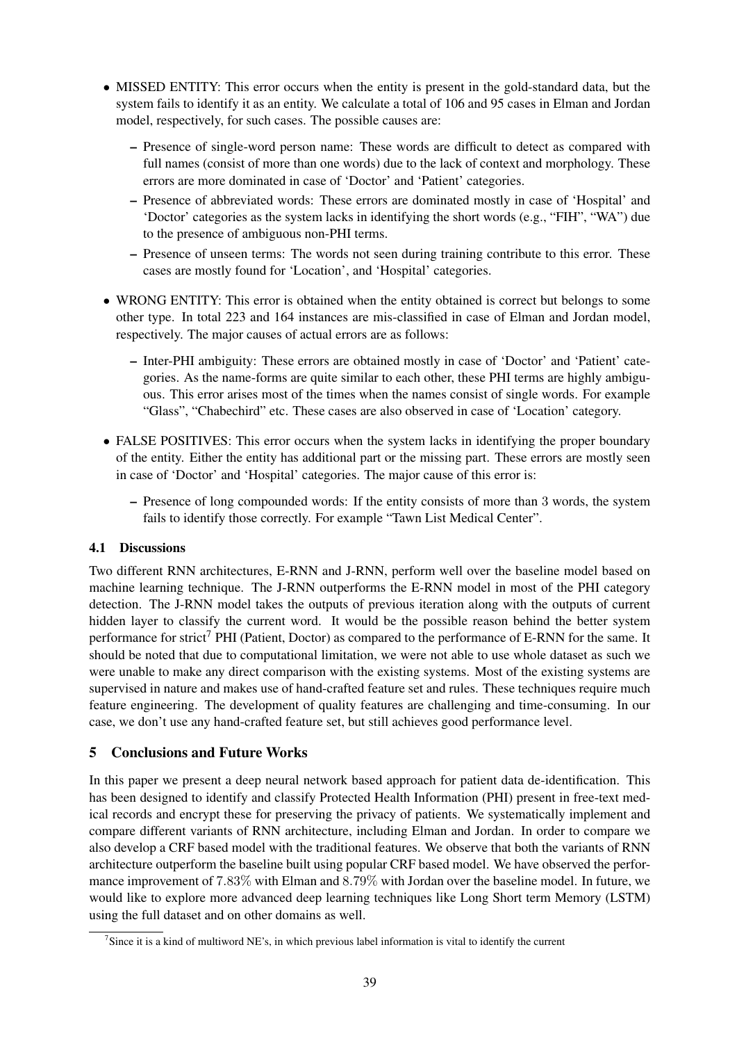- MISSED ENTITY: This error occurs when the entity is present in the gold-standard data, but the system fails to identify it as an entity. We calculate a total of 106 and 95 cases in Elman and Jordan model, respectively, for such cases. The possible causes are:
  - Presence of single-word person name: These words are difficult to detect as compared with full names (consist of more than one words) due to the lack of context and morphology. These errors are more dominated in case of 'Doctor' and 'Patient' categories.
  - Presence of abbreviated words: These errors are dominated mostly in case of 'Hospital' and 'Doctor' categories as the system lacks in identifying the short words (e.g., "FIH", "WA") due to the presence of ambiguous non-PHI terms.
  - Presence of unseen terms: The words not seen during training contribute to this error. These cases are mostly found for 'Location', and 'Hospital' categories.
- WRONG ENTITY: This error is obtained when the entity obtained is correct but belongs to some other type. In total 223 and 164 instances are mis-classified in case of Elman and Jordan model, respectively. The major causes of actual errors are as follows:
  - Inter-PHI ambiguity: These errors are obtained mostly in case of 'Doctor' and 'Patient' categories. As the name-forms are quite similar to each other, these PHI terms are highly ambiguous. This error arises most of the times when the names consist of single words. For example "Glass", "Chabechird" etc. These cases are also observed in case of 'Location' category.
- FALSE POSITIVES: This error occurs when the system lacks in identifying the proper boundary of the entity. Either the entity has additional part or the missing part. These errors are mostly seen in case of 'Doctor' and 'Hospital' categories. The major cause of this error is:
  - Presence of long compounded words: If the entity consists of more than 3 words, the system fails to identify those correctly. For example "Tawn List Medical Center".

### 4.1 Discussions

Two different RNN architectures, E-RNN and J-RNN, perform well over the baseline model based on machine learning technique. The J-RNN outperforms the E-RNN model in most of the PHI category detection. The J-RNN model takes the outputs of previous iteration along with the outputs of current hidden layer to classify the current word. It would be the possible reason behind the better system performance for strict[7] PHI (Patient, Doctor) as compared to the performance of E-RNN for the same. It should be noted that due to computational limitation, we were not able to use whole dataset as such we were unable to make any direct comparison with the existing systems. Most of the existing systems are supervised in nature and makes use of hand-crafted feature set and rules. These techniques require much feature engineering. The development of quality features are challenging and time-consuming. In our case, we don't use any hand-crafted feature set, but still achieves good performance level.

## 5 Conclusions and Future Works

In this paper we present a deep neural network based approach for patient data de-identification. This has been designed to identify and classify Protected Health Information (PHI) present in free-text medical records and encrypt these for preserving the privacy of patients. We systematically implement and compare different variants of RNN architecture, including Elman and Jordan. In order to compare we also develop a CRF based model with the traditional features. We observe that both the variants of RNN architecture outperform the baseline built using popular CRF based model. We have observed the performance improvement of $7.83\%$ with Elman and $8.79\%$ with Jordan over the baseline model. In future, we would like to explore more advanced deep learning techniques like Long Short term Memory (LSTM) using the full dataset and on other domains as well.

[7] Since it is a kind of multiword NE's, in which previous label information is vital to identify the current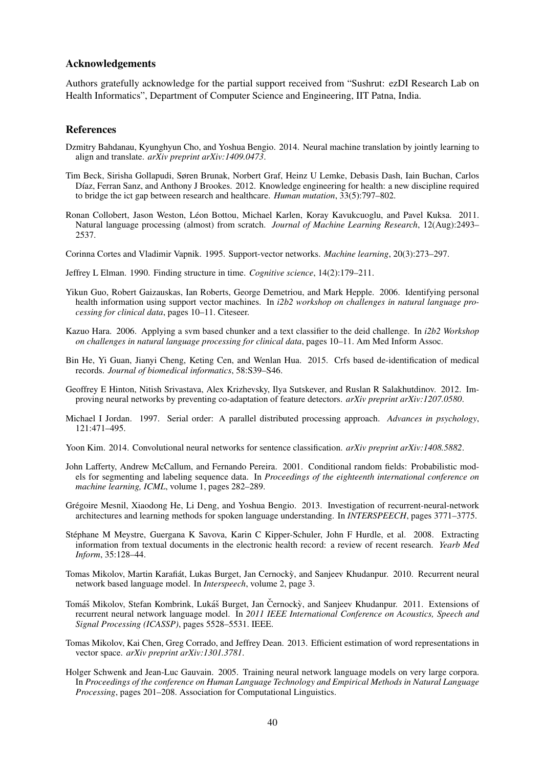## Acknowledgements

Authors gratefully acknowledge for the partial support received from "Sushrut: ezDI Research Lab on Health Informatics", Department of Computer Science and Engineering, IIT Patna, India.

## References

Dzmitry Bahdanau, Kyunghyun Cho, and Yoshua Bengio. 2014. Neural machine translation by jointly learning to align and translate. *arXiv preprint arXiv:1409.0473*.

Tim Beck, Sirisha Gollapudi, Søren Brunak, Norbert Graf, Heinz U Lemke, Debasis Dash, Iain Buchan, Carlos Díaz, Ferran Sanz, and Anthony J Brookes. 2012. Knowledge engineering for health: a new discipline required to bridge the ict gap between research and healthcare. *Human mutation*, 33(5):797–802.

Ronan Collobert, Jason Weston, Léon Bottou, Michael Karlen, Koray Kavukcuoglu, and Pavel Kuksa. 2011. Natural language processing (almost) from scratch. *Journal of Machine Learning Research*, 12(Aug):2493–2537.

Corinna Cortes and Vladimir Vapnik. 1995. Support-vector networks. *Machine learning*, 20(3):273–297.

Jeffrey L Elman. 1990. Finding structure in time. *Cognitive science*, 14(2):179–211.

Yikun Guo, Robert Gaizauskas, Ian Roberts, George Demetriou, and Mark Hepple. 2006. Identifying personal health information using support vector machines. In *i2b2 workshop on challenges in natural language processing for clinical data*, pages 10–11. Citeseer.

Kazuo Hara. 2006. Applying a svm based chunker and a text classifier to the deid challenge. In *i2b2 Workshop on challenges in natural language processing for clinical data*, pages 10–11. Am Med Inform Assoc.

Bin He, Yi Guan, Jianyi Cheng, Keting Cen, and Wenlan Hua. 2015. Crfs based de-identification of medical records. *Journal of biomedical informatics*, 58:S39–S46.

Geoffrey E Hinton, Nitish Srivastava, Alex Krizhevsky, Ilya Sutskever, and Ruslan R Salakhutdinov. 2012. Improving neural networks by preventing co-adaptation of feature detectors. *arXiv preprint arXiv:1207.0580*.

Michael I Jordan. 1997. Serial order: A parallel distributed processing approach. *Advances in psychology*, 121:471–495.

Yoon Kim. 2014. Convolutional neural networks for sentence classification. *arXiv preprint arXiv:1408.5882*.

John Lafferty, Andrew McCallum, and Fernando Pereira. 2001. Conditional random fields: Probabilistic models for segmenting and labeling sequence data. In *Proceedings of the eighteenth international conference on machine learning, ICML*, volume 1, pages 282–289.

Grégoire Mesnil, Xiaodong He, Li Deng, and Yoshua Bengio. 2013. Investigation of recurrent-neural-network architectures and learning methods for spoken language understanding. In *INTERSPEECH*, pages 3771–3775.

Stéphane M Meystre, Guergana K Savova, Karin C Kipper-Schuler, John F Hurdle, et al. 2008. Extracting information from textual documents in the electronic health record: a review of recent research. *Yearb Med Inform*, 35:128–44.

Tomas Mikolov, Martin Karafiát, Lukas Burget, Jan Cernockỳ, and Sanjeev Khudanpur. 2010. Recurrent neural network based language model. In *Interspeech*, volume 2, page 3.

Tomáš Mikolov, Stefan Kombrink, Lukáš Burget, Jan Černockỳ, and Sanjeev Khudanpur. 2011. Extensions of recurrent neural network language model. In *2011 IEEE International Conference on Acoustics, Speech and Signal Processing (ICASSP)*, pages 5528–5531. IEEE.

Tomas Mikolov, Kai Chen, Greg Corrado, and Jeffrey Dean. 2013. Efficient estimation of word representations in vector space. *arXiv preprint arXiv:1301.3781*.

Holger Schwenk and Jean-Luc Gauvain. 2005. Training neural network language models on very large corpora. In *Proceedings of the conference on Human Language Technology and Empirical Methods in Natural Language Processing*, pages 201–208. Association for Computational Linguistics.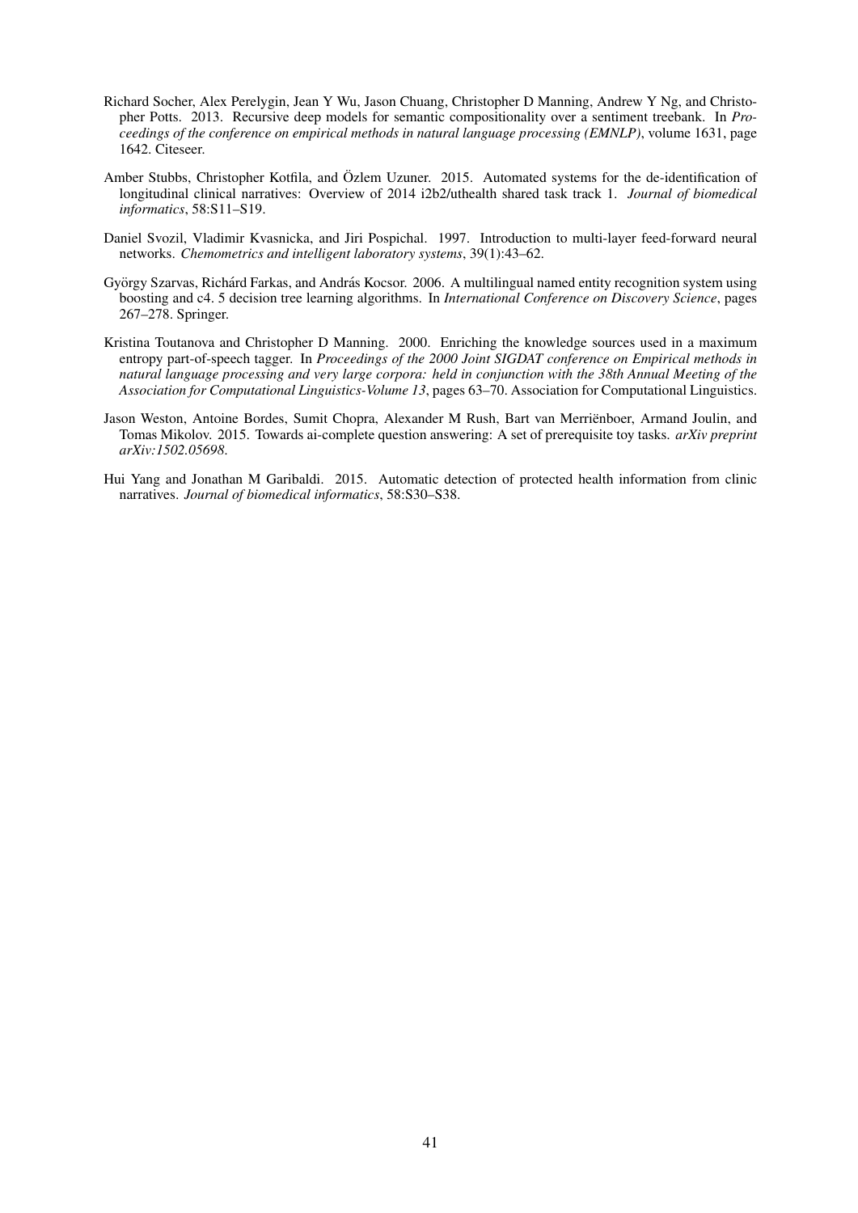Richard Socher, Alex Perelygin, Jean Y Wu, Jason Chuang, Christopher D Manning, Andrew Y Ng, and Christopher Potts. 2013. Recursive deep models for semantic compositionality over a sentiment treebank. In *Proceedings of the conference on empirical methods in natural language processing (EMNLP)*, volume 1631, page 1642. Citeseer.

Amber Stubbs, Christopher Kotfila, and Özlem Uzuner. 2015. Automated systems for the de-identification of longitudinal clinical narratives: Overview of 2014 i2b2/uthealth shared task track 1. *Journal of biomedical informatics*, 58:S11–S19.

Daniel Svozil, Vladimir Kvasnicka, and Jiri Pospichal. 1997. Introduction to multi-layer feed-forward neural networks. *Chemometrics and intelligent laboratory systems*, 39(1):43–62.

György Szarvas, Richárd Farkas, and András Kocsor. 2006. A multilingual named entity recognition system using boosting and c4. 5 decision tree learning algorithms. In *International Conference on Discovery Science*, pages 267–278. Springer.

Kristina Toutanova and Christopher D Manning. 2000. Enriching the knowledge sources used in a maximum entropy part-of-speech tagger. In *Proceedings of the 2000 Joint SIGDAT conference on Empirical methods in natural language processing and very large corpora: held in conjunction with the 38th Annual Meeting of the Association for Computational Linguistics-Volume 13*, pages 63–70. Association for Computational Linguistics.

Jason Weston, Antoine Bordes, Sumit Chopra, Alexander M Rush, Bart van Merriënboer, Armand Joulin, and Tomas Mikolov. 2015. Towards ai-complete question answering: A set of prerequisite toy tasks. *arXiv preprint arXiv:1502.05698*.

Hui Yang and Jonathan M Garibaldi. 2015. Automatic detection of protected health information from clinic narratives. *Journal of biomedical informatics*, 58:S30–S38.